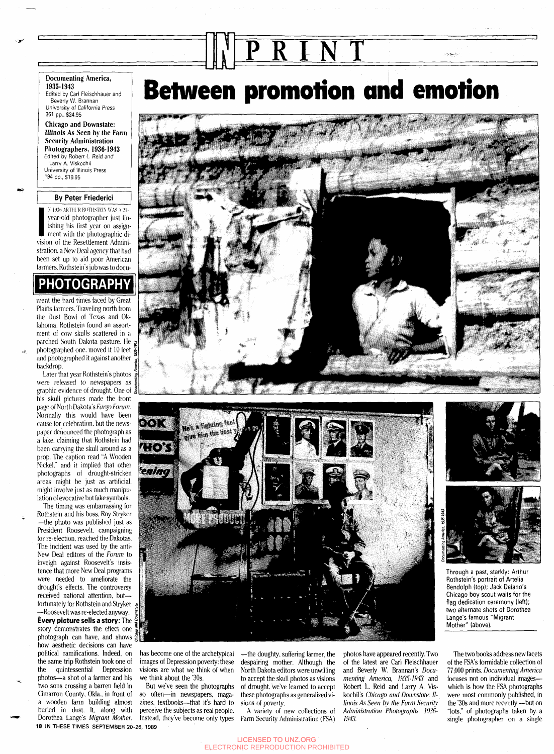# IN PRINT

**Documenting America, 1935-1943**
Edited by Carl Fleischhauer and Beverly W. Brannan
University of California Press
361 pp., $24.95

**Chicago and Downstate: *Illinois* As Seen by the Farm Security Administration Photographers, 1936-1943**
Edited by Robert L. Reid and Larry A. Viskochil
University of Illinois Press
194 pp., $19.95

# Between promotion and emotion

## By Peter Friederici

PHOTOGRAPHY

In 1936 Arthur Rothstein was a 21-year-old photographer just finishing his first year on assignment with the photographic division of the Resettlement Administration, a New Deal agency that had been set up to aid poor American farmers. Rothstein's job was to document the hard times faced by Great Plains farmers. Traveling north from the Dust Bowl of Texas and Oklahoma, Rothstein found an assortment of cow skulls scattered in a parched South Dakota pasture. He photographed one, moved it 10 feet and photographed it against another backdrop.

Later that year Rothstein's photos were released to newspapers as graphic evidence of drought. One of his skull pictures made the front page of North Dakota's *Fargo Forum*. Normally this would have been cause for celebration, but the newspaper denounced the photograph as a fake, claiming that Rothstein had been carrying the skull around as a prop. The caption read "A Wooden Nickel," and it implied that other photographs of drought-stricken areas might be just as artificial, might involve just as much manipulation of evocative but fake symbols.

The timing was embarrassing for Rothstein and his boss, Roy Stryker—the photo was published just as President Roosevelt, campaigning for re-election, reached the Dakotas. The incident was used by the anti-New Deal editors of the *Forum* to inveigh against Roosevelt's insistence that more New Deal programs were needed to ameliorate the drought's effects. The controversy received national attention, but—fortunately for Rothstein and Stryker—Roosevelt was re-elected anyway.

**Every picture sells a story:** The story demonstrates the effect one photograph can have, and shows how aesthetic decisions can have political ramifications. Indeed, on the same trip Rothstein took one of the quintessential Depression photos—a shot of a farmer and his two sons crossing a barren field in Cimarron County, Okla., in front of a wooden farm building almost buried in dust. It, along with Dorothea Lange's *Migrant Mother*, has become one of the archetypical images of Depression poverty: these visions are what we think of when we think about the '30s.

But we've seen the photographs so often—in newspapers, magazines, textbooks—that it's hard to perceive the subjects as real people. Instead, they've become only types—the doughty, suffering farmer, the despairing mother. Although the North Dakota editors were unwilling to accept the skull photos as visions of drought, we've learned to accept these photographs as generalized visions of poverty.

A variety of new collections of Farm Security Administration (FSA) photos have appeared recently. Two of the latest are Carl Fleischhauer and Beverly W. Brannan's *Documenting America, 1935-1943* and Robert L. Reid and Larry A. Viskochil's *Chicago and Downstate: Illinois As Seen by the Farm Security Administration Photographers, 1936-1943.*

The two books address new facets of the FSA's formidable collection of 77,000 prints. *Documenting America* focuses not on individual images—which is how the FSA photographs were most commonly published, in the '30s and more recently—but on "lots," of photographs taken by a single photographer on a single

Through a past, starkly: Arthur Rothstein's portrait of Artelia Bendolph (top); Jack Delano's Chicago boy scout waits for the flag dedication ceremony (left); two alternate shots of Dorothea Lange's famous "Migrant Mother" (above).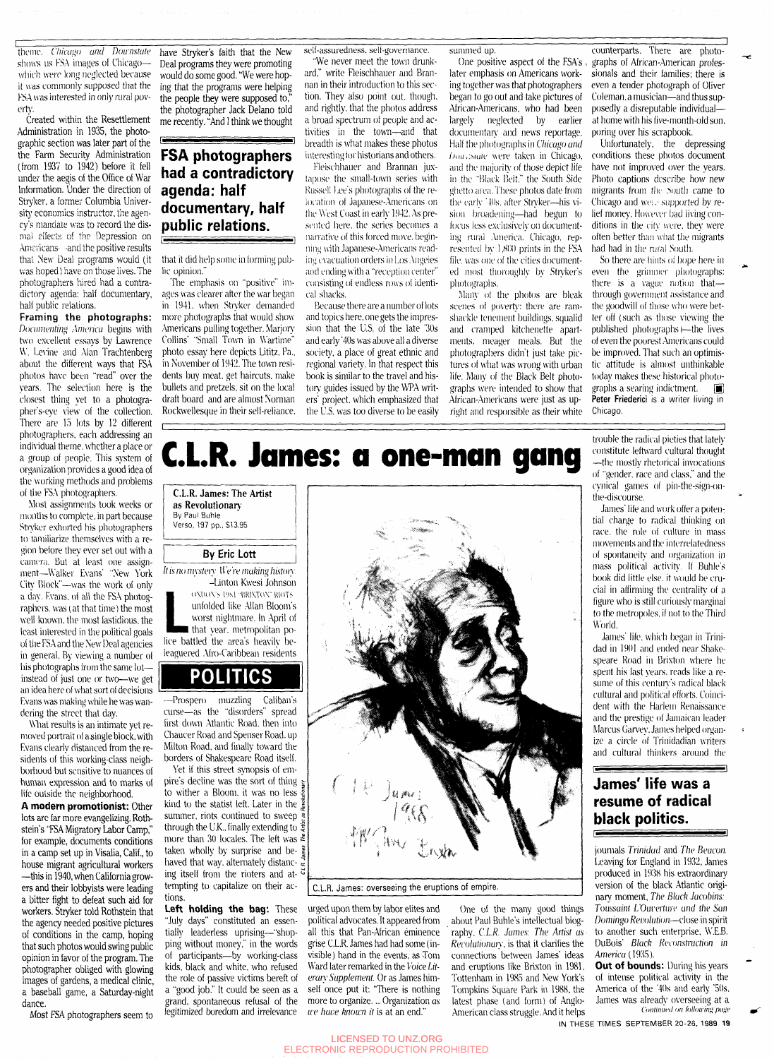theme. *Chicago and Downstate* shows us FSA images of Chicago—which were long neglected because it was commonly supposed that the FSA was interested in only rural poverty.

Created within the Resettlement Administration in 1935, the photographic section was later part of the Farm Security Administration (from 1937 to 1942) before it fell under the aegis of the Office of War Information. Under the direction of Stryker, a former Columbia University economics instructor, the agency's mandate was to record the dismal effects of the Depression on Americans—and the positive results that New Deal programs would (it was hoped) have on those lives. The photographers hired had a contradictory agenda: half documentary, half public relations.

**Framing the photographs:** *Documenting America* begins with two excellent essays by Lawrence W. Levine and Alan Trachtenberg about the different ways that FSA photos have been "read" over the years. The selection here is the closest thing yet to a photographer's-eye view of the collection. There are 15 lots by 12 different photographers, each addressing an individual theme, whether a place or a group of people. This system of organization provides a good idea of the working methods and problems of the FSA photographers.

Most assignments took weeks or months to complete, in part because Stryker exhorted his photographers to familiarize themselves with a region before they ever set out with a camera. But at least one assignment—Walker Evans' "New York City Block"—was the work of only a day. Evans, of all the FSA photographers, was (at that time) the most well known, the most fastidious, the least interested in the political goals of the FSA and the New Deal agencies in general. By viewing a number of his photographs from the same lot—instead of just one or two—we get an idea here of what sort of decisions Evans was making while he was wandering the street that day.

What results is an intimate yet removed portrait of a single block, with Evans clearly distanced from the residents of this working-class neighborhood but sensitive to nuances of human expression and to marks of life outside the neighborhood.

**A modern promotionist:** Other lots are far more evangelizing. Rothstein's "FSA Migratory Labor Camp," for example, documents conditions in a camp set up in Visalia, Calif., to house migrant agricultural workers—this in 1940, when California growers and their lobbyists were leading a bitter fight to defeat such aid for workers. Stryker told Rothstein that the agency needed positive pictures of conditions in the camp, hoping that such photos would swing public opinion in favor of the program. The photographer obliged with glowing images of gardens, a medical clinic, a baseball game, a Saturday-night dance.

Most FSA photographers seem to have Stryker's faith that the New Deal programs they were promoting would do some good. "We were hoping that the programs were helping the people they were supposed to," the photographer Jack Delano told me recently. "And I think we thought that it did help some in forming public opinion."

**FSA photographers had a contradictory agenda: half documentary, half public relations.**

The emphasis on "positive" images was clearer after the war began in 1941, when Stryker demanded more photographs that would show Americans pulling together. Marjory Collins' "Small Town in Wartime" photo essay here depicts Lititz, Pa., in November of 1942. The town residents buy meat, get haircuts, make bullets and pretzels, sit on the local draft board and are almost Norman Rockwellesque in their self-reliance, self-assuredness, self-governance.

"We never meet the town drunkard," write Fleischhauer and Brannan in their introduction to this section. They also point out, though, and rightly, that the photos address a broad spectrum of people and activities in the town—and that breadth is what makes these photos interesting for historians and others.

Fleischhauer and Brannan juxtapose the small-town series with Russell Lee's photographs of the relocation of Japanese-Americans on the West Coast in early 1942. As presented here, the series becomes a narrative of this forced move, beginning with Japanese-Americans reading evacuation orders in Los Angeles and ending with a "reception center" consisting of endless rows of identical shacks.

Because there are a number of lots and topics here, one gets the impression that the U.S. of the late '30s and early '40s was above all a diverse society, a place of great ethnic and regional variety. In that respect this book is similar to the travel and history guides issued by the WPA writers' project, which emphasized that the U.S. was too diverse to be easily summed up.

One positive aspect of the FSA's later emphasis on Americans working together was that photographers began to go out and take pictures of African-Americans, who had been largely neglected by earlier documentary and news reportage. Half the photographs in *Chicago and Downstate* were taken in Chicago, and the majority of those depict life in the "Black Belt," the South Side ghetto area. These photos date from the early '40s, after Stryker—his vision broadening—had begun to focus less exclusively on documenting rural America. Chicago, represented by 1,800 prints in the FSA file, was one of the cities documented most thoroughly by Stryker's photographs.

Many of the photos are bleak scenes of poverty: there are ramshackle tenement buildings, squalid and cramped kitchenette apartments, meager meals. But the photographers didn't just take pictures of what was wrong with urban life. Many of the Black Belt photographs were intended to show that African-Americans were just as upright and responsible as their white counterparts. There are photographs of African-American professionals and their families; there is even a tender photograph of Oliver Coleman, a musician—and thus supposedly a disreputable individual—at home with his five-month-old son, poring over his scrapbook.

Unfortunately, the depressing conditions these photos document have not improved over the years. Photo captions describe how new migrants from the South came to Chicago and were supported by relief money. However bad living conditions in the city were, they were often better than what the migrants had had in the rural South.

So there are hints of hope here in even the grimmer photographs: there is a vague notion that—through government assistance and the goodwill of those who were better off (such as those viewing the published photographs)—the lives of even the poorest Americans could be improved. That such an optimistic attitude is almost unthinkable today makes these historical photographs a searing indictment. ■

**Peter Friederici** is a writer living in Chicago.

# C.L.R. James: a one-man gang

**C.L.R. James: The Artist as Revolutionary**
By Paul Buhle
Verso, 197 pp., $13.95

**By Eric Lott**

POLITICS

*It is no mystery We're making history*
—Linton Kwesi Johnson

LONDON'S 1981 "BRIXTON" RIOTS unfolded like Allan Bloom's worst nightmare. In April of that year, metropolitan police battled the area's heavily beleaguered Afro-Caribbean residents—Prospero muzzling Caliban's curse—as the "disorders" spread first down Atlantic Road, then into Chaucer Road and Spenser Road, up Milton Road, and finally toward the borders of Shakespeare Road itself.

Yet if this street synopsis of empire's decline was the sort of thing to wither a Bloom, it was no less kind to the statist left. Later in the summer, riots continued to sweep through the U.K., finally extending to more than 30 locales. The left was taken wholly by surprise and behaved that way, alternately distancing itself from the rioters and attempting to capitalize on their actions.

**Left holding the bag:** These "July days" constituted an essentially leaderless uprising—"shopping without money," in the words of participants—by working-class kids, black and white, who refused the role of passive victims bereft of a "good job." It could be seen as a grand, spontaneous refusal of the legitimized boredom and irrelevance urged upon them by labor elites and political advocates. It appeared from all this that Pan-African éminence grise C.L.R. James had had some (invisible) hand in the events, as Tom Ward later remarked in the *Voice Literary Supplement*. Or as James himself once put it: "There is nothing more to organize.... Organization as *we have known it* is at an end."

C.L.R. James: overseeing the eruptions of empire.

One of the many good things about Paul Buhle's intellectual biography, *C.L.R. James: The Artist as Revolutionary*, is that it clarifies the connections between James' ideas and eruptions like Brixton in 1981, Tottenham in 1985 and New York's Tompkins Square Park in 1988, the latest phase (and form) of Anglo-American class struggle. And it helps trouble the radical pieties that lately constitute leftward cultural thought—the mostly rhetorical invocations of "gender, race and class," and the cynical games of pin-the-sign-on-the-discourse.

James' life and work offer a potential charge to radical thinking on race, the role of culture in mass movements and the interrelatedness of spontaneity and organization in mass political activity. If Buhle's book did little else, it would be crucial in affirming the centrality of a figure who is still curiously marginal to the metropoles, if not to the Third World.

James' life, which began in Trinidad in 1901 and ended near Shakespeare Road in Brixton where he spent his last years, reads like a resume of this century's radical black cultural and political efforts. Coincident with the Harlem Renaissance and the prestige of Jamaican leader Marcus Garvey, James helped organize a circle of Trinidadian writers and cultural thinkers around the journals *Trinidad* and *The Beacon*. Leaving for England in 1932, James produced in 1938 his extraordinary version of the black Atlantic originary moment, *The Black Jacobins: Toussaint L'Ouverture and the San Domingo Revolution*—close in spirit to another such enterprise, W.E.B. DuBois' *Black Reconstruction in America* (1935).

**James' life was a resume of radical black politics.**

**Out of bounds:** During his years of intense political activity in the America of the '40s and early '50s, James was already overseeing at a

*Continued on following page*